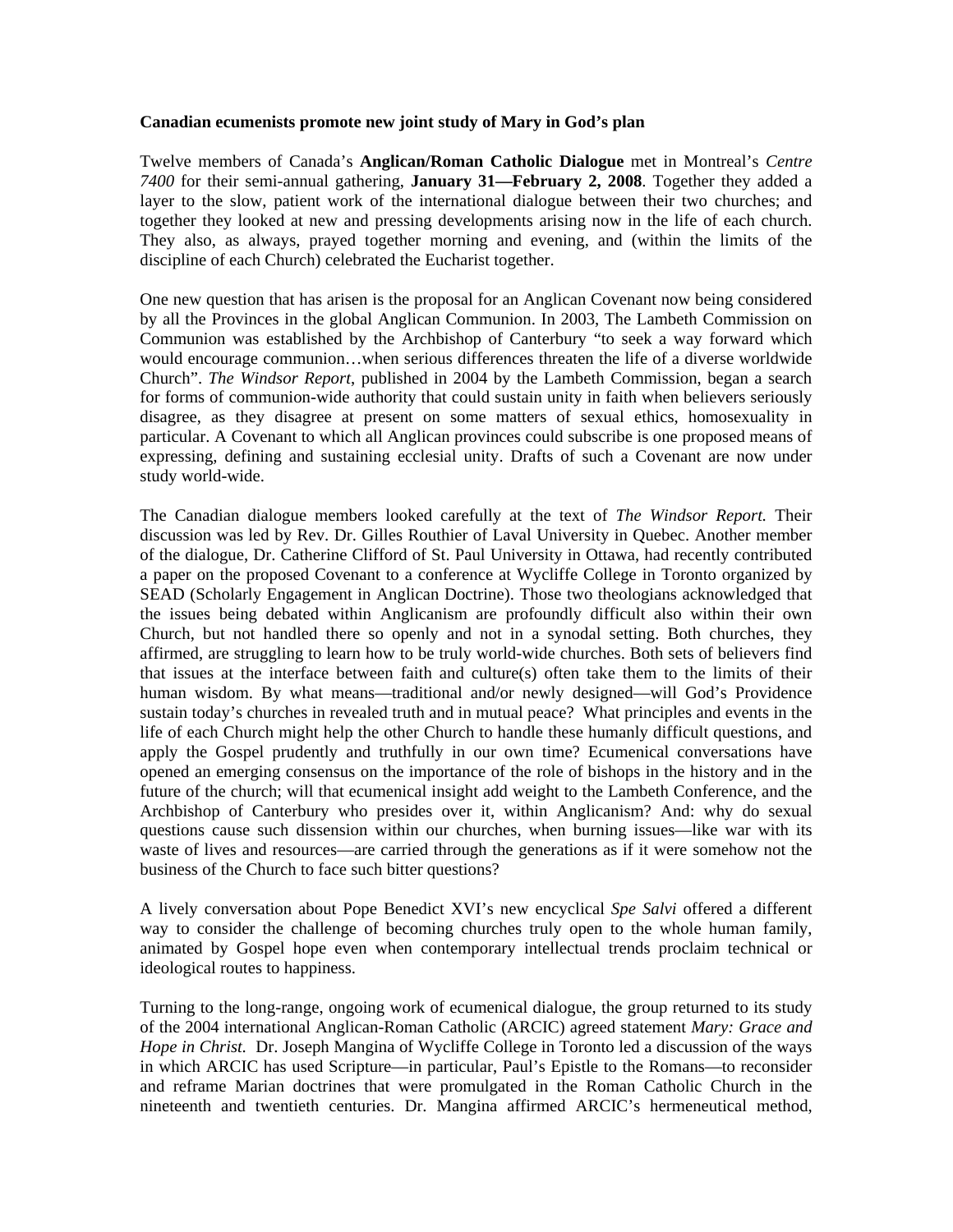**Canadian ecumenists promote new joint study of Mary in God's plan**

Twelve members of Canada's **Anglican/Roman Catholic Dialogue** met in Montreal's *Centre 7400* for their semi-annual gathering, **January 31—February 2, 2008**. Together they added a layer to the slow, patient work of the international dialogue between their two churches; and together they looked at new and pressing developments arising now in the life of each church. They also, as always, prayed together morning and evening, and (within the limits of the discipline of each Church) celebrated the Eucharist together.

One new question that has arisen is the proposal for an Anglican Covenant now being considered by all the Provinces in the global Anglican Communion. In 2003, The Lambeth Commission on Communion was established by the Archbishop of Canterbury "to seek a way forward which would encourage communion…when serious differences threaten the life of a diverse worldwide Church". *The Windsor Report,* published in 2004 by the Lambeth Commission, began a search for forms of communion-wide authority that could sustain unity in faith when believers seriously disagree, as they disagree at present on some matters of sexual ethics, homosexuality in particular. A Covenant to which all Anglican provinces could subscribe is one proposed means of expressing, defining and sustaining ecclesial unity. Drafts of such a Covenant are now under study world-wide.

The Canadian dialogue members looked carefully at the text of *The Windsor Report.* Their discussion was led by Rev. Dr. Gilles Routhier of Laval University in Quebec. Another member of the dialogue, Dr. Catherine Clifford of St. Paul University in Ottawa, had recently contributed a paper on the proposed Covenant to a conference at Wycliffe College in Toronto organized by SEAD (Scholarly Engagement in Anglican Doctrine). Those two theologians acknowledged that the issues being debated within Anglicanism are profoundly difficult also within their own Church, but not handled there so openly and not in a synodal setting. Both churches, they affirmed, are struggling to learn how to be truly world-wide churches. Both sets of believers find that issues at the interface between faith and culture(s) often take them to the limits of their human wisdom. By what means—traditional and/or newly designed—will God's Providence sustain today's churches in revealed truth and in mutual peace? What principles and events in the life of each Church might help the other Church to handle these humanly difficult questions, and apply the Gospel prudently and truthfully in our own time? Ecumenical conversations have opened an emerging consensus on the importance of the role of bishops in the history and in the future of the church; will that ecumenical insight add weight to the Lambeth Conference, and the Archbishop of Canterbury who presides over it, within Anglicanism? And: why do sexual questions cause such dissension within our churches, when burning issues—like war with its waste of lives and resources—are carried through the generations as if it were somehow not the business of the Church to face such bitter questions?

A lively conversation about Pope Benedict XVI's new encyclical *Spe Salvi* offered a different way to consider the challenge of becoming churches truly open to the whole human family, animated by Gospel hope even when contemporary intellectual trends proclaim technical or ideological routes to happiness.

Turning to the long-range, ongoing work of ecumenical dialogue, the group returned to its study of the 2004 international Anglican-Roman Catholic (ARCIC) agreed statement *Mary: Grace and Hope in Christ.* Dr. Joseph Mangina of Wycliffe College in Toronto led a discussion of the ways in which ARCIC has used Scripture—in particular, Paul's Epistle to the Romans—to reconsider and reframe Marian doctrines that were promulgated in the Roman Catholic Church in the nineteenth and twentieth centuries. Dr. Mangina affirmed ARCIC's hermeneutical method,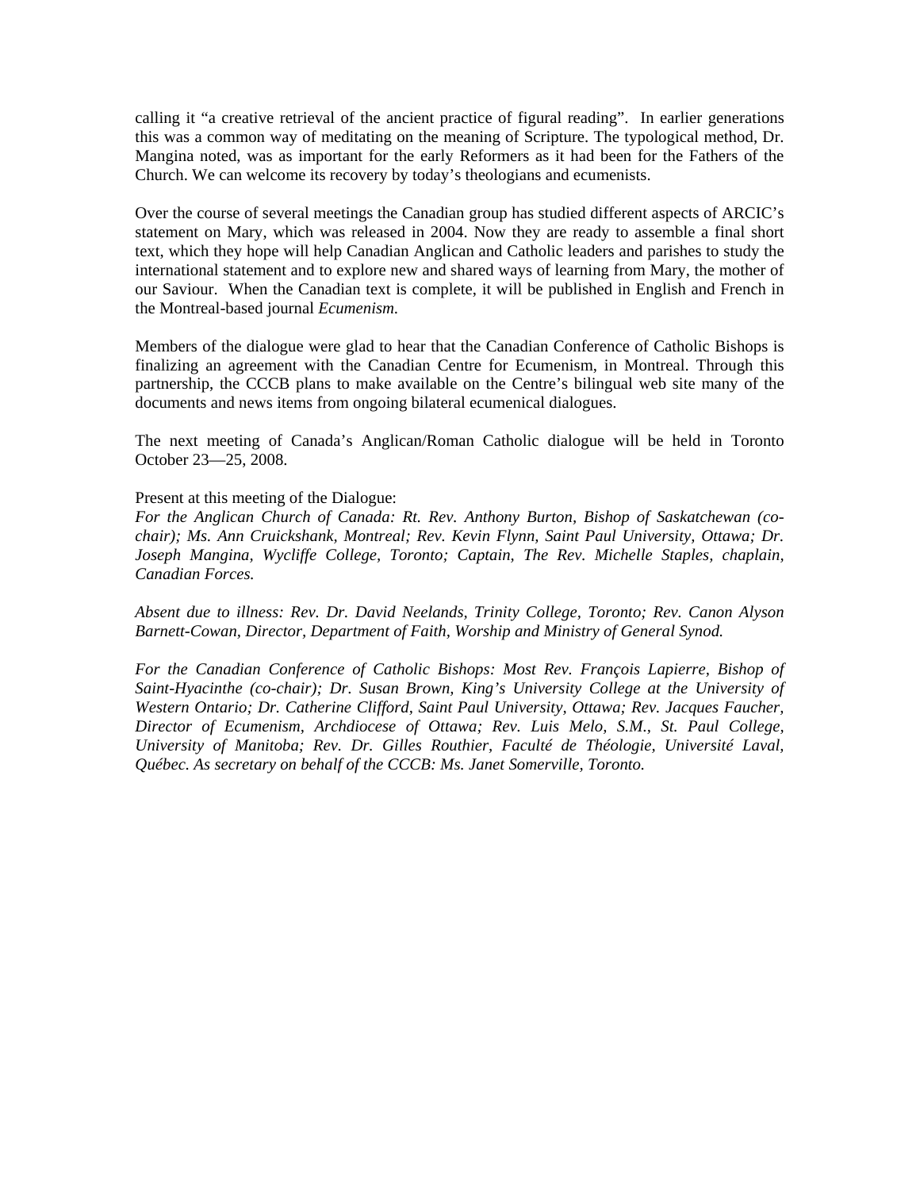calling it “a creative retrieval of the ancient practice of figural reading”. In earlier generations this was a common way of meditating on the meaning of Scripture. The typological method, Dr. Mangina noted, was as important for the early Reformers as it had been for the Fathers of the Church. We can welcome its recovery by today’s theologians and ecumenists.

Over the course of several meetings the Canadian group has studied different aspects of ARCIC’s statement on Mary, which was released in 2004. Now they are ready to assemble a final short text, which they hope will help Canadian Anglican and Catholic leaders and parishes to study the international statement and to explore new and shared ways of learning from Mary, the mother of our Saviour. When the Canadian text is complete, it will be published in English and French in the Montreal-based journal *Ecumenism*.

Members of the dialogue were glad to hear that the Canadian Conference of Catholic Bishops is finalizing an agreement with the Canadian Centre for Ecumenism, in Montreal. Through this partnership, the CCCB plans to make available on the Centre’s bilingual web site many of the documents and news items from ongoing bilateral ecumenical dialogues.

The next meeting of Canada’s Anglican/Roman Catholic dialogue will be held in Toronto October 23—25, 2008.

Present at this meeting of the Dialogue:
*For the Anglican Church of Canada: Rt. Rev. Anthony Burton, Bishop of Saskatchewan (co-chair); Ms. Ann Cruickshank, Montreal; Rev. Kevin Flynn, Saint Paul University, Ottawa; Dr. Joseph Mangina, Wycliffe College, Toronto; Captain, The Rev. Michelle Staples, chaplain, Canadian Forces.*

*Absent due to illness: Rev. Dr. David Neelands, Trinity College, Toronto; Rev. Canon Alyson Barnett-Cowan, Director, Department of Faith, Worship and Ministry of General Synod.*

*For the Canadian Conference of Catholic Bishops: Most Rev. François Lapierre, Bishop of Saint-Hyacinthe (co-chair); Dr. Susan Brown, King’s University College at the University of Western Ontario; Dr. Catherine Clifford, Saint Paul University, Ottawa; Rev. Jacques Faucher, Director of Ecumenism, Archdiocese of Ottawa; Rev. Luis Melo, S.M., St. Paul College, University of Manitoba; Rev. Dr. Gilles Routhier, Faculté de Théologie, Université Laval, Québec. As secretary on behalf of the CCCB: Ms. Janet Somerville, Toronto.*